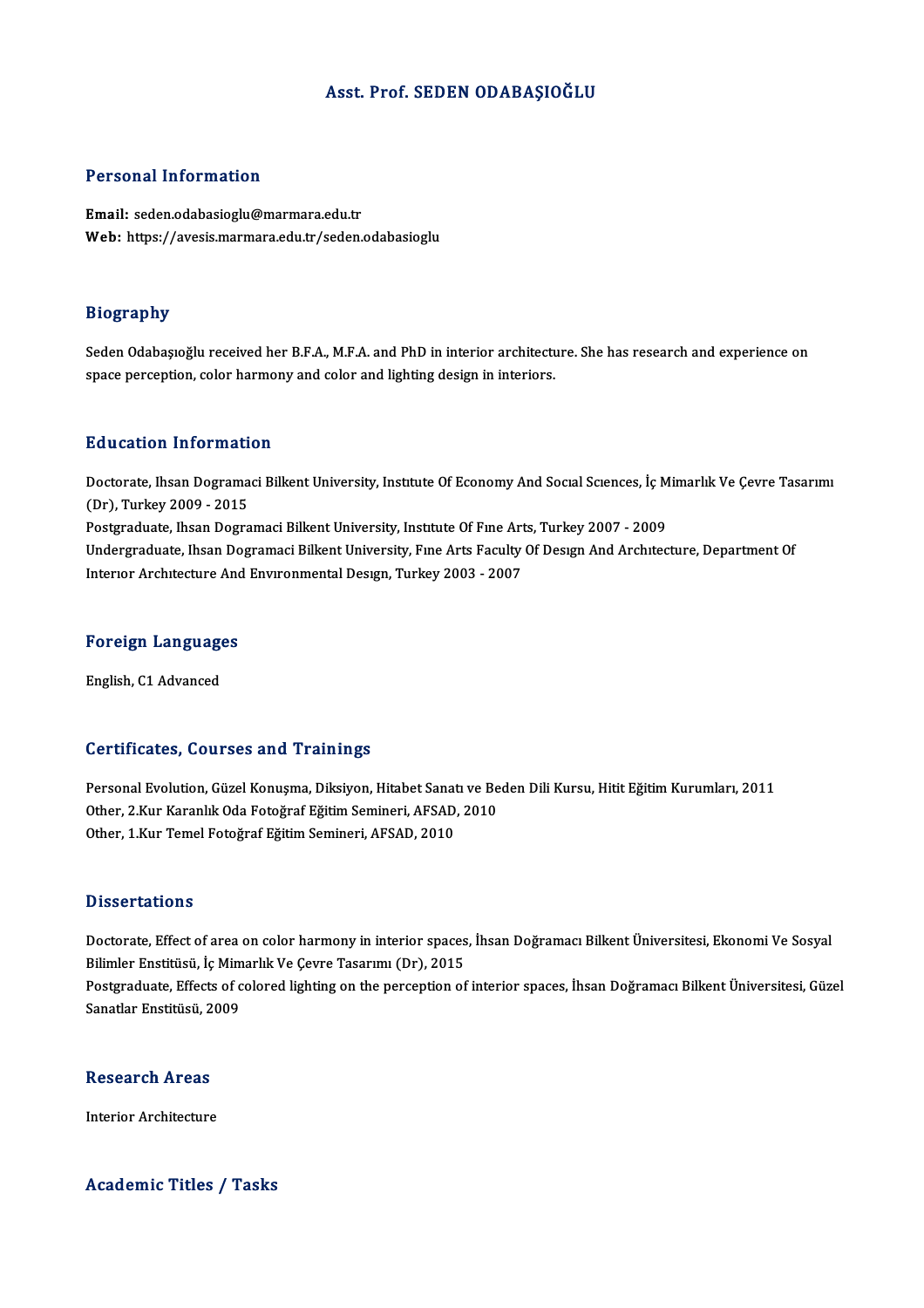# Asst. Prof. SEDEN ODABAŞIOĞLU

## Personal Information

**Email:** seden.odabasioglu@marmara.edu.tr
**Web:** https://avesis.marmara.edu.tr/seden.odabasioglu

## Biography

Seden Odabaşıoğlu received her B.F.A., M.F.A. and PhD in interior architecture. She has research and experience on space perception, color harmony and color and lighting design in interiors.

## Education Information

Doctorate, Ihsan Dogramaci Bilkent University, Institute Of Economy And Social Sciences, İç Mimarlık Ve Çevre Tasarımı (Dr), Turkey 2009 - 2015
Postgraduate, Ihsan Dogramaci Bilkent University, Institute Of Fine Arts, Turkey 2007 - 2009
Undergraduate, Ihsan Dogramaci Bilkent University, Fine Arts Faculty Of Design And Architecture, Department Of Interior Architecture And Environmental Design, Turkey 2003 - 2007

## Foreign Languages

English, C1 Advanced

## Certificates, Courses and Trainings

Personal Evolution, Güzel Konuşma, Diksiyon, Hitabet Sanatı ve Beden Dili Kursu, Hitit Eğitim Kurumları, 2011
Other, 2.Kur Karanlık Oda Fotoğraf Eğitim Semineri, AFSAD, 2010
Other, 1.Kur Temel Fotoğraf Eğitim Semineri, AFSAD, 2010

## Dissertations

Doctorate, Effect of area on color harmony in interior spaces, İhsan Doğramacı Bilkent Üniversitesi, Ekonomi Ve Sosyal Bilimler Enstitüsü, İç Mimarlık Ve Çevre Tasarımı (Dr), 2015
Postgraduate, Effects of colored lighting on the perception of interior spaces, İhsan Doğramacı Bilkent Üniversitesi, Güzel Sanatlar Enstitüsü, 2009

## Research Areas

Interior Architecture

## Academic Titles / Tasks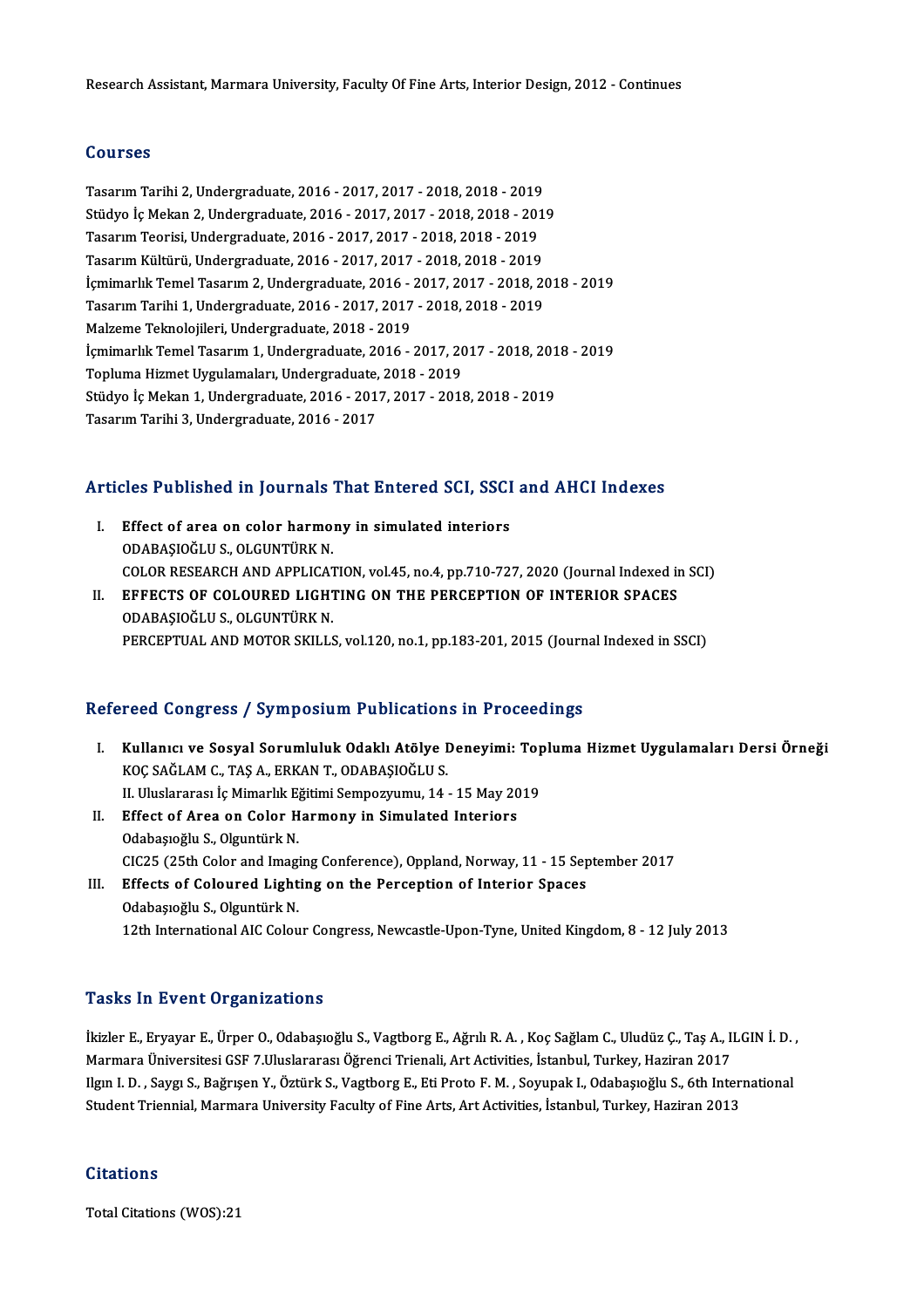Research Assistant, Marmara University, Faculty Of Fine Arts, Interior Design, 2012 - Continues

## Courses

Tasarım Tarihi 2, Undergraduate, 2016 - 2017, 2017 - 2018, 2018 - 2019
Stüdyo İç Mekan 2, Undergraduate, 2016 - 2017, 2017 - 2018, 2018 - 2019
Tasarım Teorisi, Undergraduate, 2016 - 2017, 2017 - 2018, 2018 - 2019
Tasarım Kültürü, Undergraduate, 2016 - 2017, 2017 - 2018, 2018 - 2019
İçmimarlık Temel Tasarım 2, Undergraduate, 2016 - 2017, 2017 - 2018, 2018 - 2019
Tasarım Tarihi 1, Undergraduate, 2016 - 2017, 2017 - 2018, 2018 - 2019
Malzeme Teknolojileri, Undergraduate, 2018 - 2019
İçmimarlık Temel Tasarım 1, Undergraduate, 2016 - 2017, 2017 - 2018, 2018 - 2019
Topluma Hizmet Uygulamaları, Undergraduate, 2018 - 2019
Stüdyo İç Mekan 1, Undergraduate, 2016 - 2017, 2017 - 2018, 2018 - 2019
Tasarım Tarihi 3, Undergraduate, 2016 - 2017

## Articles Published in Journals That Entered SCI, SSCI and AHCI Indexes

I. **Effect of area on color harmony in simulated interiors**
   ODABAŞIOĞLU S., OLGUNTÜRK N.
   COLOR RESEARCH AND APPLICATION, vol.45, no.4, pp.710-727, 2020 (Journal Indexed in SCI)
II. **EFFECTS OF COLOURED LIGHTING ON THE PERCEPTION OF INTERIOR SPACES**
   ODABAŞIOĞLU S., OLGUNTÜRK N.
   PERCEPTUAL AND MOTOR SKILLS, vol.120, no.1, pp.183-201, 2015 (Journal Indexed in SSCI)

## Refereed Congress / Symposium Publications in Proceedings

I. **Kullanıcı ve Sosyal Sorumluluk Odaklı Atölye Deneyimi: Topluma Hizmet Uygulamaları Dersi Örneği**
   KOÇ SAĞLAM C., TAŞ A., ERKAN T., ODABAŞIOĞLU S.
   II. Uluslararası İç Mimarlık Eğitimi Sempozyumu, 14 - 15 May 2019
II. **Effect of Area on Color Harmony in Simulated Interiors**
   Odabaşıoğlu S., Olguntürk N.
   CIC25 (25th Color and Imaging Conference), Oppland, Norway, 11 - 15 September 2017
III. **Effects of Coloured Lighting on the Perception of Interior Spaces**
   Odabaşıoğlu S., Olguntürk N.
   12th International AIC Colour Congress, Newcastle-Upon-Tyne, United Kingdom, 8 - 12 July 2013

## Tasks In Event Organizations

İkizler E., Eryayar E., Ürper O., Odabaşıoğlu S., Vagtborg E., Ağrılı R. A. , Koç Sağlam C., Uludüz Ç., Taş A., ILGIN İ. D. , Marmara Üniversitesi GSF 7.Uluslararası Öğrenci Trienali, Art Activities, İstanbul, Turkey, Haziran 2017
Ilgın I. D. , Saygı S., Bağrışen Y., Öztürk S., Vagtborg E., Eti Proto F. M. , Soyupak I., Odabaşıoğlu S., 6th International Student Triennial, Marmara University Faculty of Fine Arts, Art Activities, İstanbul, Turkey, Haziran 2013

## Citations

Total Citations (WOS):21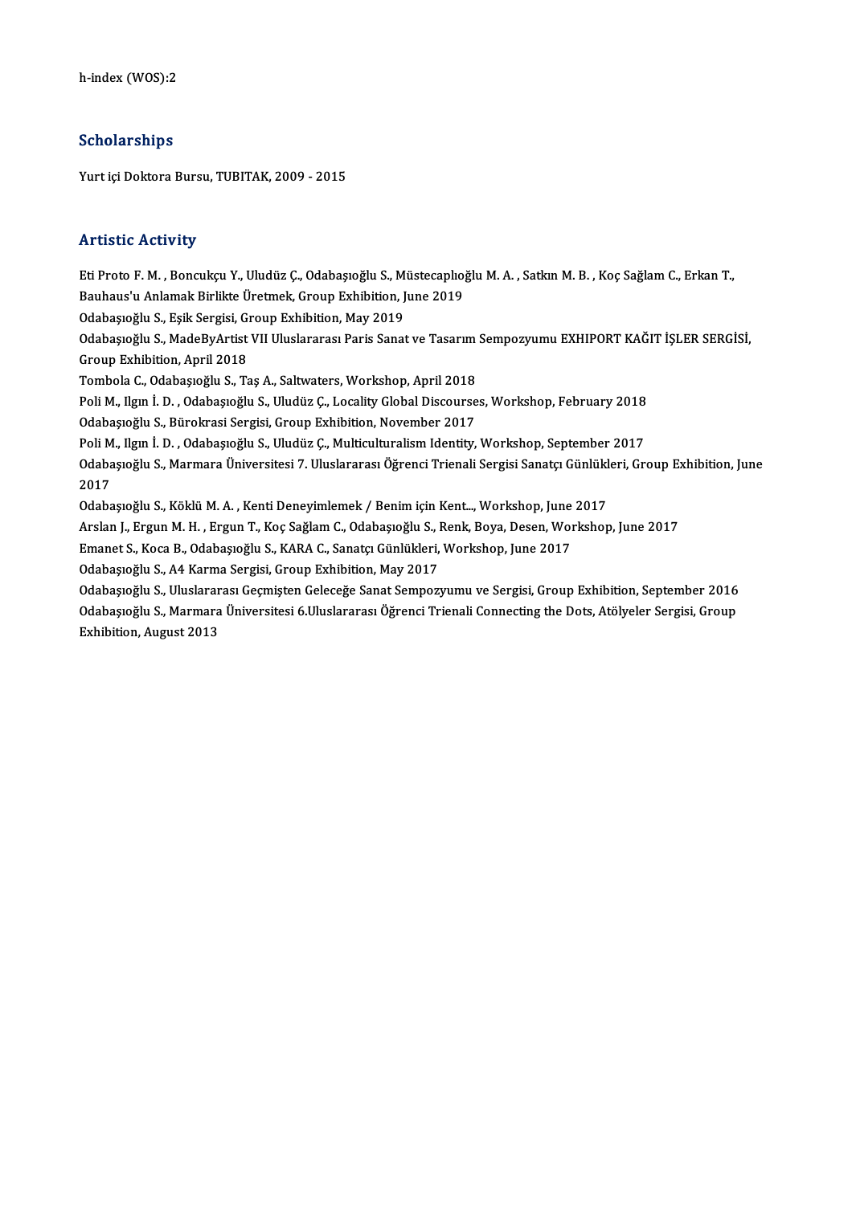h-index (WOS):2

## Scholarships

Yurt içi Doktora Bursu, TUBITAK, 2009 - 2015

## Artistic Activity

Eti Proto F. M. , Boncukçu Y., Uludüz Ç., Odabaşıoğlu S., Müstecaplıoğlu M. A. , Satkın M. B. , Koç Sağlam C., Erkan T., Bauhaus'u Anlamak Birlikte Üretmek, Group Exhibition, June 2019

Odabaşıoğlu S., Eşik Sergisi, Group Exhibition, May 2019

Odabaşıoğlu S., MadeByArtist VII Uluslararası Paris Sanat ve Tasarım Sempozyumu EXHIPORT KAĞIT İŞLER SERGİSİ, Group Exhibition, April 2018

Tombola C., Odabaşıoğlu S., Taş A., Saltwaters, Workshop, April 2018

Poli M., Ilgın İ. D. , Odabaşıoğlu S., Uludüz Ç., Locality Global Discourses, Workshop, February 2018

Odabaşıoğlu S., Bürokrasi Sergisi, Group Exhibition, November 2017

Poli M., Ilgın İ. D. , Odabaşıoğlu S., Uludüz Ç., Multiculturalism Identity, Workshop, September 2017

Odabaşıoğlu S., Marmara Üniversitesi 7. Uluslararası Öğrenci Trienali Sergisi Sanatçı Günlükleri, Group Exhibition, June 2017

Odabaşıoğlu S., Köklü M. A. , Kenti Deneyimlemek / Benim için Kent..., Workshop, June 2017

Arslan J., Ergun M. H. , Ergun T., Koç Sağlam C., Odabaşıoğlu S., Renk, Boya, Desen, Workshop, June 2017

Emanet S., Koca B., Odabaşıoğlu S., KARA C., Sanatçı Günlükleri, Workshop, June 2017

Odabaşıoğlu S., A4 Karma Sergisi, Group Exhibition, May 2017

Odabaşıoğlu S., Uluslararası Geçmişten Geleceğe Sanat Sempozyumu ve Sergisi, Group Exhibition, September 2016

Odabaşıoğlu S., Marmara Üniversitesi 6.Uluslararası Öğrenci Trienali Connecting the Dots, Atölyeler Sergisi, Group Exhibition, August 2013